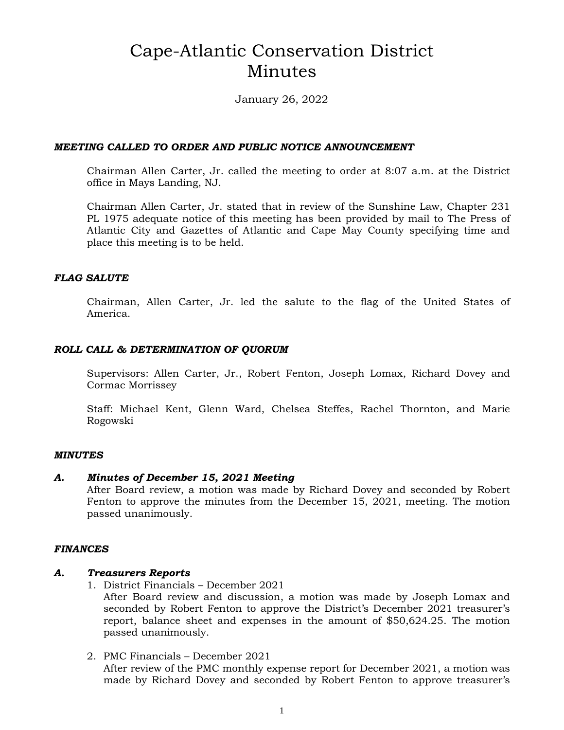# Cape-Atlantic Conservation District
# Minutes

January 26, 2022

***MEETING CALLED TO ORDER AND PUBLIC NOTICE ANNOUNCEMENT***

Chairman Allen Carter, Jr. called the meeting to order at 8:07 a.m. at the District office in Mays Landing, NJ.

Chairman Allen Carter, Jr. stated that in review of the Sunshine Law, Chapter 231 PL 1975 adequate notice of this meeting has been provided by mail to The Press of Atlantic City and Gazettes of Atlantic and Cape May County specifying time and place this meeting is to be held.

***FLAG SALUTE***

Chairman, Allen Carter, Jr. led the salute to the flag of the United States of America.

***ROLL CALL & DETERMINATION OF QUORUM***

Supervisors: Allen Carter, Jr., Robert Fenton, Joseph Lomax, Richard Dovey and Cormac Morrissey

Staff: Michael Kent, Glenn Ward, Chelsea Steffes, Rachel Thornton, and Marie Rogowski

***MINUTES***

***A. Minutes of December 15, 2021 Meeting***

After Board review, a motion was made by Richard Dovey and seconded by Robert Fenton to approve the minutes from the December 15, 2021, meeting. The motion passed unanimously.

***FINANCES***

***A. Treasurers Reports***

1. District Financials – December 2021
   After Board review and discussion, a motion was made by Joseph Lomax and seconded by Robert Fenton to approve the District's December 2021 treasurer's report, balance sheet and expenses in the amount of $50,624.25. The motion passed unanimously.

2. PMC Financials – December 2021
   After review of the PMC monthly expense report for December 2021, a motion was made by Richard Dovey and seconded by Robert Fenton to approve treasurer's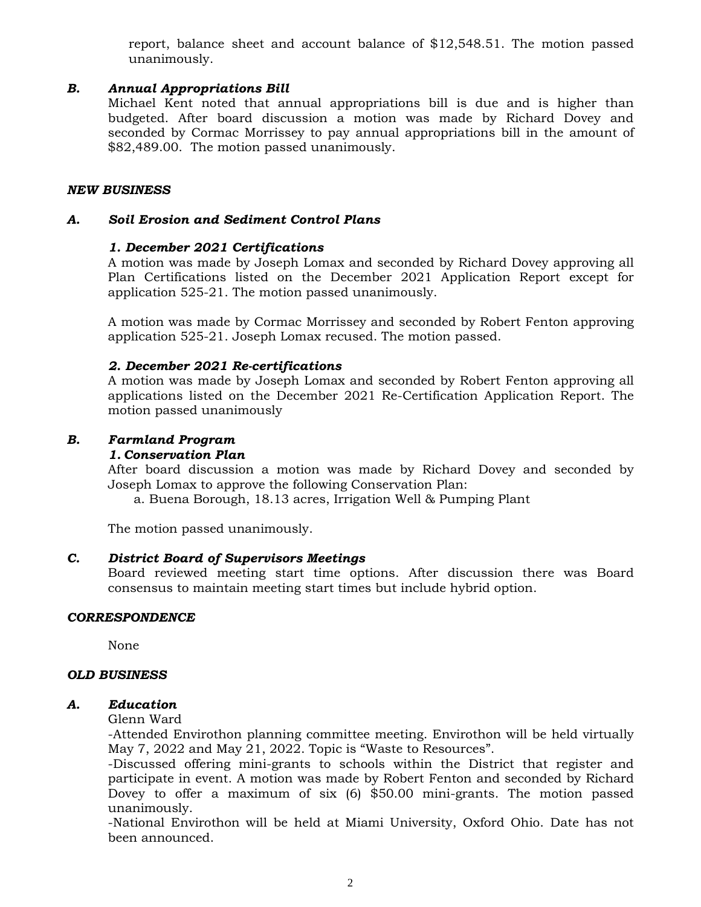report, balance sheet and account balance of $12,548.51. The motion passed unanimously.

### *B. Annual Appropriations Bill*

Michael Kent noted that annual appropriations bill is due and is higher than budgeted. After board discussion a motion was made by Richard Dovey and seconded by Cormac Morrissey to pay annual appropriations bill in the amount of $82,489.00. The motion passed unanimously.

## *NEW BUSINESS*

### *A. Soil Erosion and Sediment Control Plans*

#### *1. December 2021 Certifications*

A motion was made by Joseph Lomax and seconded by Richard Dovey approving all Plan Certifications listed on the December 2021 Application Report except for application 525-21. The motion passed unanimously.

A motion was made by Cormac Morrissey and seconded by Robert Fenton approving application 525-21. Joseph Lomax recused. The motion passed.

#### *2. December 2021 Re-certifications*

A motion was made by Joseph Lomax and seconded by Robert Fenton approving all applications listed on the December 2021 Re-Certification Application Report. The motion passed unanimously

### *B. Farmland Program*

#### *1. Conservation Plan*

After board discussion a motion was made by Richard Dovey and seconded by Joseph Lomax to approve the following Conservation Plan:

a. Buena Borough, 18.13 acres, Irrigation Well & Pumping Plant

The motion passed unanimously.

### *C. District Board of Supervisors Meetings*

Board reviewed meeting start time options. After discussion there was Board consensus to maintain meeting start times but include hybrid option.

## *CORRESPONDENCE*

None

## *OLD BUSINESS*

### *A. Education*

Glenn Ward

-Attended Envirothon planning committee meeting. Envirothon will be held virtually May 7, 2022 and May 21, 2022. Topic is "Waste to Resources".

-Discussed offering mini-grants to schools within the District that register and participate in event. A motion was made by Robert Fenton and seconded by Richard Dovey to offer a maximum of six (6) $50.00 mini-grants. The motion passed unanimously.

-National Envirothon will be held at Miami University, Oxford Ohio. Date has not been announced.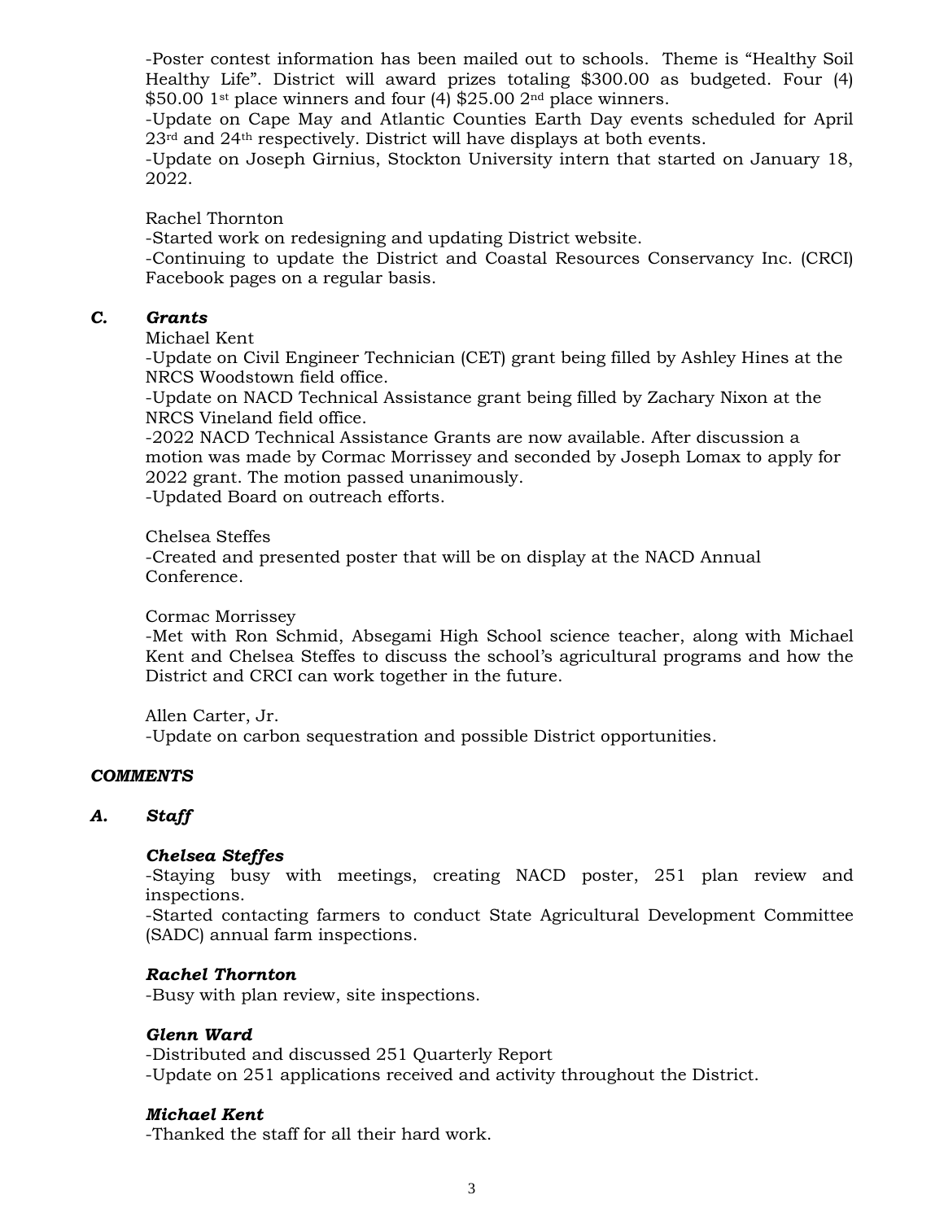-Poster contest information has been mailed out to schools. Theme is "Healthy Soil Healthy Life". District will award prizes totaling $300.00 as budgeted. Four (4) $50.00 1st place winners and four (4) $25.00 2nd place winners.
-Update on Cape May and Atlantic Counties Earth Day events scheduled for April 23rd and 24th respectively. District will have displays at both events.
-Update on Joseph Girnius, Stockton University intern that started on January 18, 2022.

Rachel Thornton
-Started work on redesigning and updating District website.
-Continuing to update the District and Coastal Resources Conservancy Inc. (CRCI) Facebook pages on a regular basis.

### *C. Grants*

Michael Kent
-Update on Civil Engineer Technician (CET) grant being filled by Ashley Hines at the NRCS Woodstown field office.
-Update on NACD Technical Assistance grant being filled by Zachary Nixon at the NRCS Vineland field office.
-2022 NACD Technical Assistance Grants are now available. After discussion a motion was made by Cormac Morrissey and seconded by Joseph Lomax to apply for 2022 grant. The motion passed unanimously.
-Updated Board on outreach efforts.

Chelsea Steffes
-Created and presented poster that will be on display at the NACD Annual Conference.

Cormac Morrissey
-Met with Ron Schmid, Absegami High School science teacher, along with Michael Kent and Chelsea Steffes to discuss the school's agricultural programs and how the District and CRCI can work together in the future.

Allen Carter, Jr.
-Update on carbon sequestration and possible District opportunities.

## *COMMENTS*

### *A. Staff*

***Chelsea Steffes***
-Staying busy with meetings, creating NACD poster, 251 plan review and inspections.
-Started contacting farmers to conduct State Agricultural Development Committee (SADC) annual farm inspections.

***Rachel Thornton***
-Busy with plan review, site inspections.

***Glenn Ward***
-Distributed and discussed 251 Quarterly Report
-Update on 251 applications received and activity throughout the District.

***Michael Kent***
-Thanked the staff for all their hard work.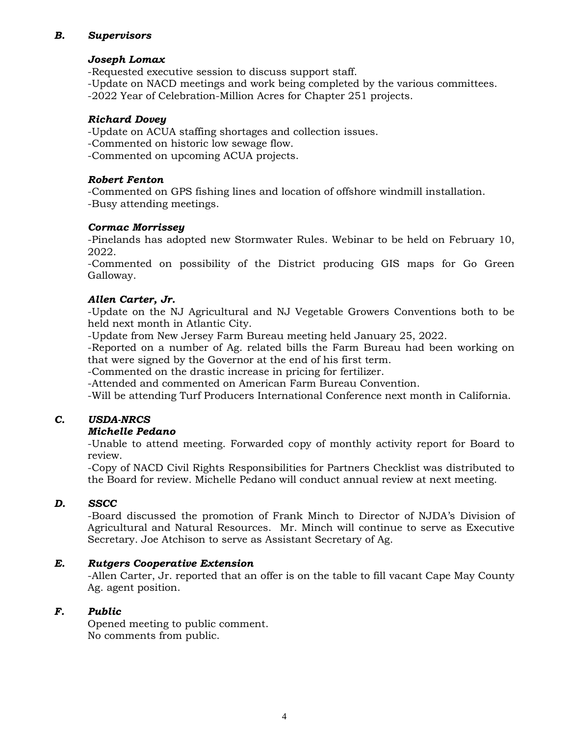### *B. Supervisors*

***Joseph Lomax***

-Requested executive session to discuss support staff.
-Update on NACD meetings and work being completed by the various committees.
-2022 Year of Celebration-Million Acres for Chapter 251 projects.

***Richard Dovey***

-Update on ACUA staffing shortages and collection issues.
-Commented on historic low sewage flow.
-Commented on upcoming ACUA projects.

***Robert Fenton***

-Commented on GPS fishing lines and location of offshore windmill installation.
-Busy attending meetings.

***Cormac Morrissey***

-Pinelands has adopted new Stormwater Rules. Webinar to be held on February 10, 2022.
-Commented on possibility of the District producing GIS maps for Go Green Galloway.

***Allen Carter, Jr.***

-Update on the NJ Agricultural and NJ Vegetable Growers Conventions both to be held next month in Atlantic City.
-Update from New Jersey Farm Bureau meeting held January 25, 2022.
-Reported on a number of Ag. related bills the Farm Bureau had been working on that were signed by the Governor at the end of his first term.
-Commented on the drastic increase in pricing for fertilizer.
-Attended and commented on American Farm Bureau Convention.
-Will be attending Turf Producers International Conference next month in California.

### *C. USDA-NRCS*

***Michelle Pedano***

-Unable to attend meeting. Forwarded copy of monthly activity report for Board to review.
-Copy of NACD Civil Rights Responsibilities for Partners Checklist was distributed to the Board for review. Michelle Pedano will conduct annual review at next meeting.

### *D. SSCC*

-Board discussed the promotion of Frank Minch to Director of NJDA's Division of Agricultural and Natural Resources. Mr. Minch will continue to serve as Executive Secretary. Joe Atchison to serve as Assistant Secretary of Ag.

### *E. Rutgers Cooperative Extension*

-Allen Carter, Jr. reported that an offer is on the table to fill vacant Cape May County Ag. agent position.

### *F. Public*

Opened meeting to public comment.
No comments from public.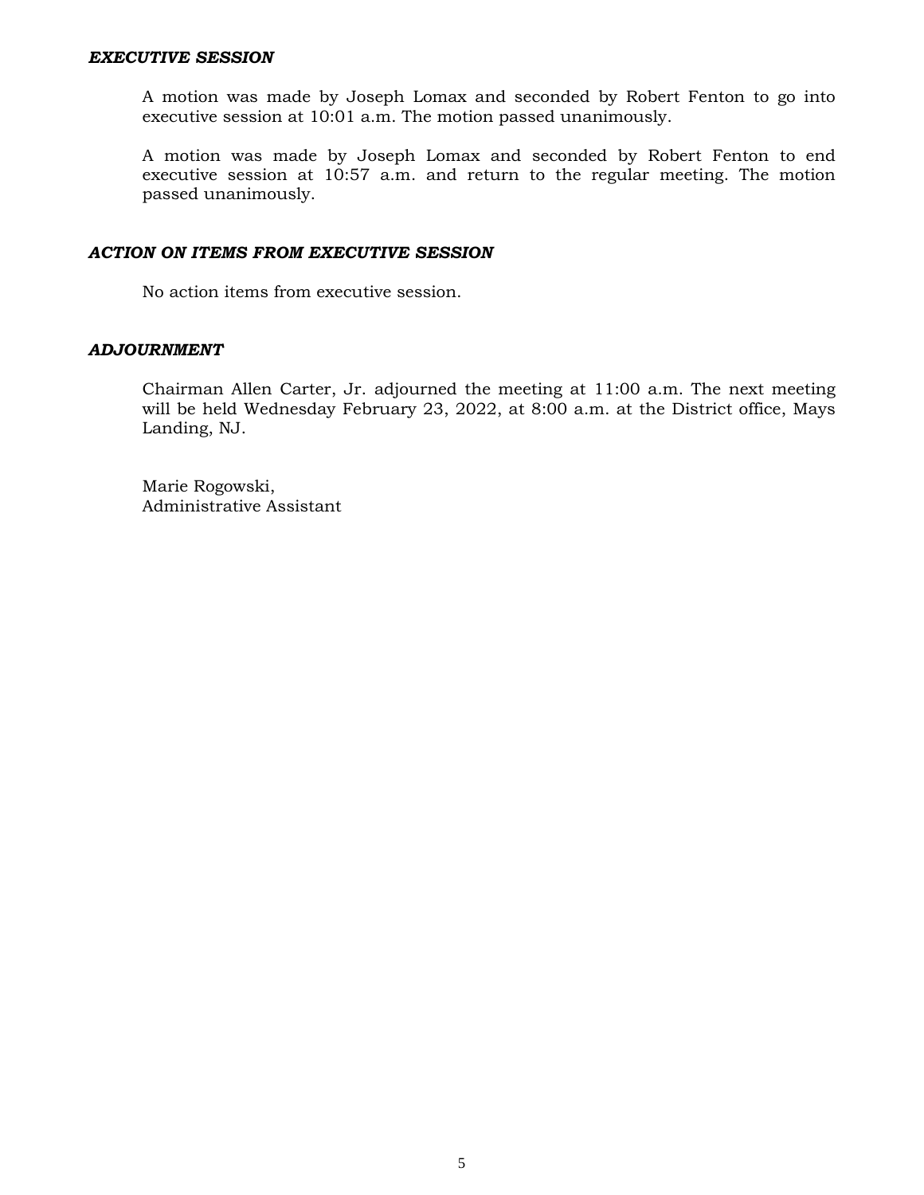***EXECUTIVE SESSION***

A motion was made by Joseph Lomax and seconded by Robert Fenton to go into executive session at 10:01 a.m. The motion passed unanimously.

A motion was made by Joseph Lomax and seconded by Robert Fenton to end executive session at 10:57 a.m. and return to the regular meeting. The motion passed unanimously.

***ACTION ON ITEMS FROM EXECUTIVE SESSION***

No action items from executive session.

***ADJOURNMENT***

Chairman Allen Carter, Jr. adjourned the meeting at 11:00 a.m. The next meeting will be held Wednesday February 23, 2022, at 8:00 a.m. at the District office, Mays Landing, NJ.

Marie Rogowski,
Administrative Assistant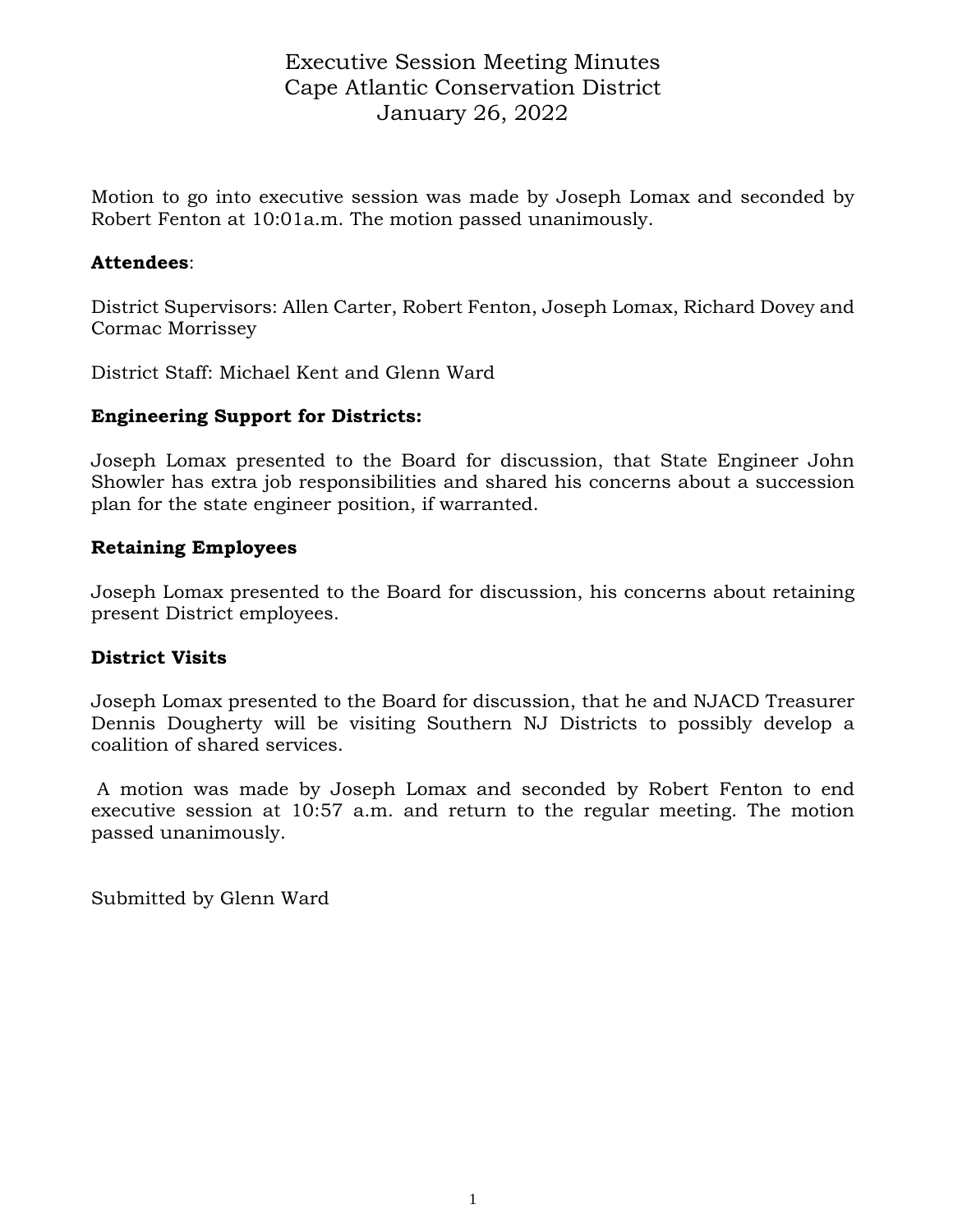# Executive Session Meeting Minutes
# Cape Atlantic Conservation District
# January 26, 2022

Motion to go into executive session was made by Joseph Lomax and seconded by Robert Fenton at 10:01a.m. The motion passed unanimously.

**Attendees**:

District Supervisors: Allen Carter, Robert Fenton, Joseph Lomax, Richard Dovey and Cormac Morrissey

District Staff: Michael Kent and Glenn Ward

**Engineering Support for Districts:**

Joseph Lomax presented to the Board for discussion, that State Engineer John Showler has extra job responsibilities and shared his concerns about a succession plan for the state engineer position, if warranted.

**Retaining Employees**

Joseph Lomax presented to the Board for discussion, his concerns about retaining present District employees.

**District Visits**

Joseph Lomax presented to the Board for discussion, that he and NJACD Treasurer Dennis Dougherty will be visiting Southern NJ Districts to possibly develop a coalition of shared services.

A motion was made by Joseph Lomax and seconded by Robert Fenton to end executive session at 10:57 a.m. and return to the regular meeting. The motion passed unanimously.

Submitted by Glenn Ward